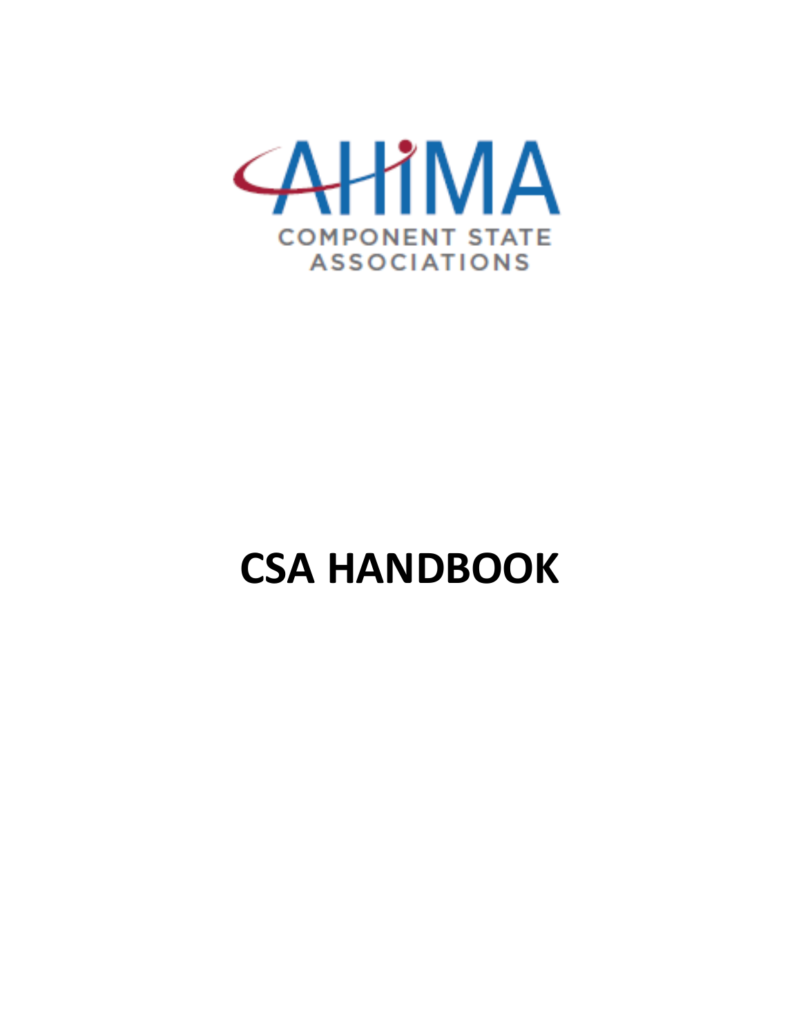AHIMA

COMPONENT STATE ASSOCIATIONS

# CSA HANDBOOK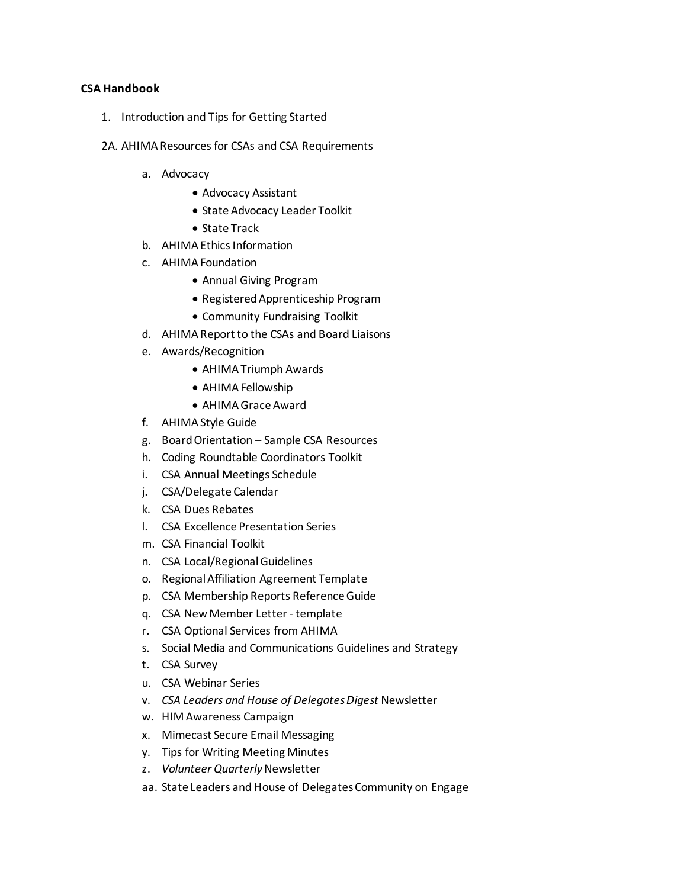**CSA Handbook**

1. Introduction and Tips for Getting Started

2A. AHIMA Resources for CSAs and CSA Requirements

   a. Advocacy
      - Advocacy Assistant
      - State Advocacy Leader Toolkit
      - State Track
   b. AHIMA Ethics Information
   c. AHIMA Foundation
      - Annual Giving Program
      - Registered Apprenticeship Program
      - Community Fundraising Toolkit
   d. AHIMA Report to the CSAs and Board Liaisons
   e. Awards/Recognition
      - AHIMA Triumph Awards
      - AHIMA Fellowship
      - AHIMA Grace Award
   f. AHIMA Style Guide
   g. Board Orientation – Sample CSA Resources
   h. Coding Roundtable Coordinators Toolkit
   i. CSA Annual Meetings Schedule
   j. CSA/Delegate Calendar
   k. CSA Dues Rebates
   l. CSA Excellence Presentation Series
   m. CSA Financial Toolkit
   n. CSA Local/Regional Guidelines
   o. Regional Affiliation Agreement Template
   p. CSA Membership Reports Reference Guide
   q. CSA New Member Letter - template
   r. CSA Optional Services from AHIMA
   s. Social Media and Communications Guidelines and Strategy
   t. CSA Survey
   u. CSA Webinar Series
   v. *CSA Leaders and House of Delegates Digest* Newsletter
   w. HIM Awareness Campaign
   x. Mimecast Secure Email Messaging
   y. Tips for Writing Meeting Minutes
   z. *Volunteer Quarterly* Newsletter
   aa. State Leaders and House of Delegates Community on Engage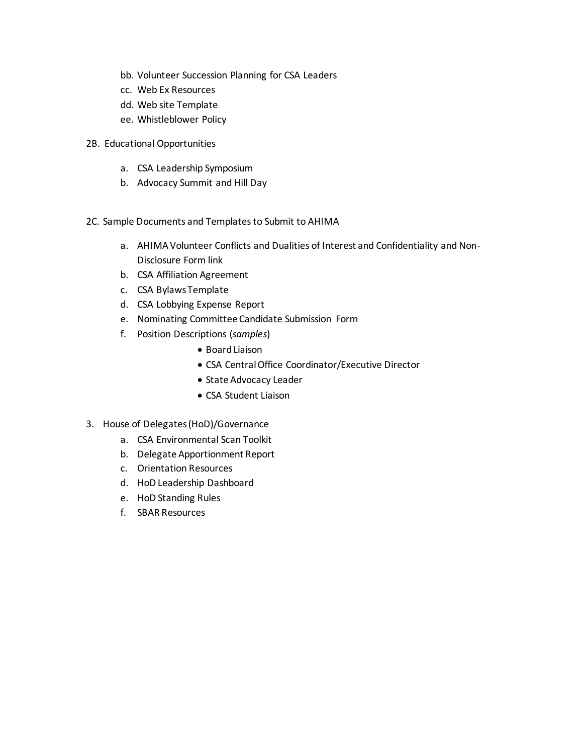bb. Volunteer Succession Planning for CSA Leaders
cc. Web Ex Resources
dd. Web site Template
ee. Whistleblower Policy

2B. Educational Opportunities

a. CSA Leadership Symposium
b. Advocacy Summit and Hill Day

2C. Sample Documents and Templates to Submit to AHIMA

a. AHIMA Volunteer Conflicts and Dualities of Interest and Confidentiality and Non-Disclosure Form link
b. CSA Affiliation Agreement
c. CSA Bylaws Template
d. CSA Lobbying Expense Report
e. Nominating Committee Candidate Submission Form
f. Position Descriptions (*samples*)
    - Board Liaison
    - CSA Central Office Coordinator/Executive Director
    - State Advocacy Leader
    - CSA Student Liaison

3. House of Delegates (HoD)/Governance
    a. CSA Environmental Scan Toolkit
    b. Delegate Apportionment Report
    c. Orientation Resources
    d. HoD Leadership Dashboard
    e. HoD Standing Rules
    f. SBAR Resources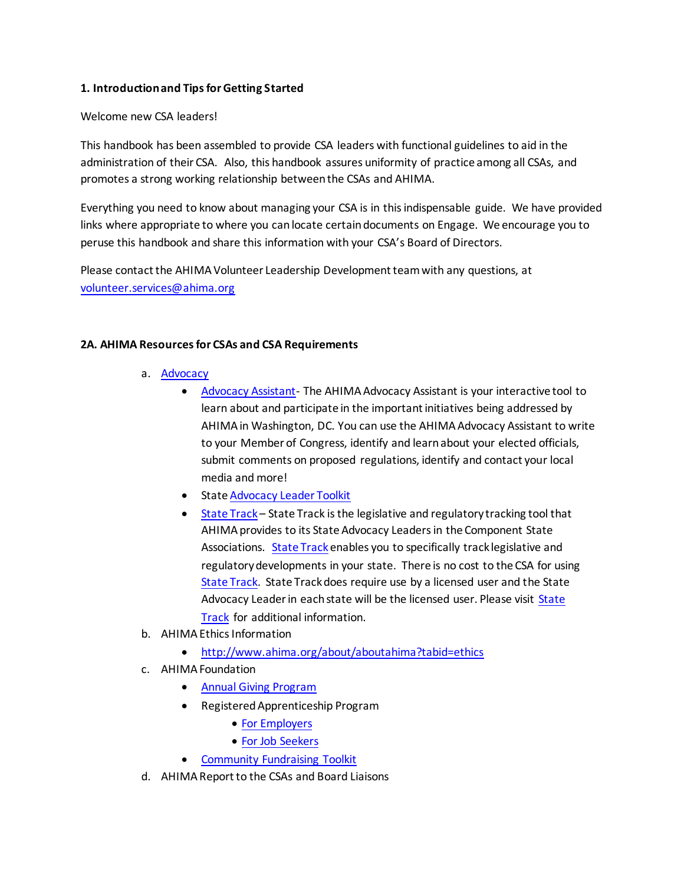**1. Introduction and Tips for Getting Started**

Welcome new CSA leaders!

This handbook has been assembled to provide CSA leaders with functional guidelines to aid in the administration of their CSA. Also, this handbook assures uniformity of practice among all CSAs, and promotes a strong working relationship between the CSAs and AHIMA.

Everything you need to know about managing your CSA is in this indispensable guide. We have provided links where appropriate to where you can locate certain documents on Engage. We encourage you to peruse this handbook and share this information with your CSA's Board of Directors.

Please contact the AHIMA Volunteer Leadership Development team with any questions, at volunteer.services@ahima.org

**2A. AHIMA Resources for CSAs and CSA Requirements**

a. Advocacy
   - Advocacy Assistant- The AHIMA Advocacy Assistant is your interactive tool to learn about and participate in the important initiatives being addressed by AHIMA in Washington, DC. You can use the AHIMA Advocacy Assistant to write to your Member of Congress, identify and learn about your elected officials, submit comments on proposed regulations, identify and contact your local media and more!
   - State Advocacy Leader Toolkit
   - State Track – State Track is the legislative and regulatory tracking tool that AHIMA provides to its State Advocacy Leaders in the Component State Associations. State Track enables you to specifically track legislative and regulatory developments in your state. There is no cost to the CSA for using State Track. State Track does require use by a licensed user and the State Advocacy Leader in each state will be the licensed user. Please visit State Track for additional information.

b. AHIMA Ethics Information
   - http://www.ahima.org/about/aboutahima?tabid=ethics

c. AHIMA Foundation
   - Annual Giving Program
   - Registered Apprenticeship Program
     - For Employers
     - For Job Seekers
   - Community Fundraising Toolkit

d. AHIMA Report to the CSAs and Board Liaisons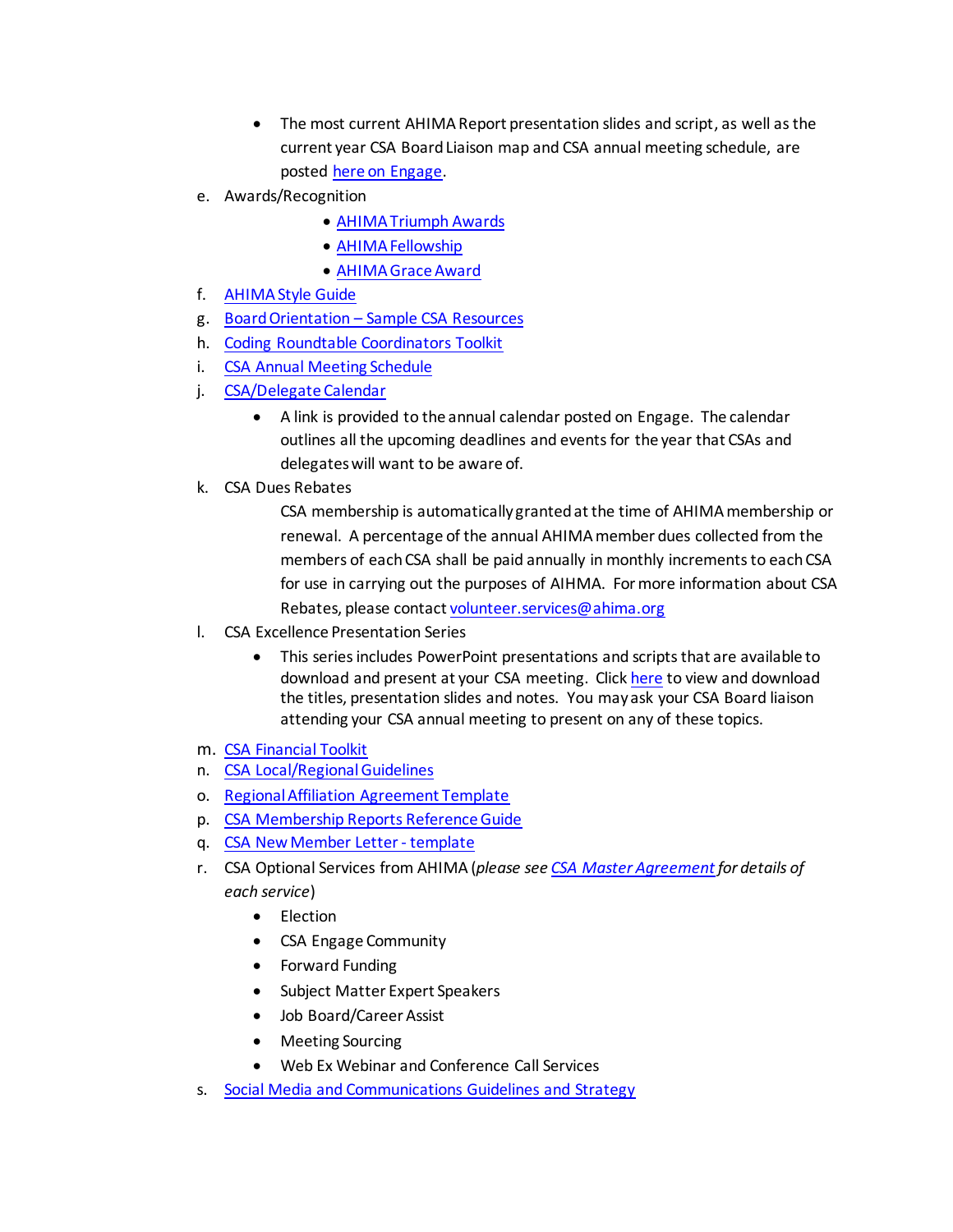- The most current AHIMA Report presentation slides and script, as well as the current year CSA Board Liaison map and CSA annual meeting schedule, are posted here on Engage.

e. Awards/Recognition
  - AHIMA Triumph Awards
  - AHIMA Fellowship
  - AHIMA Grace Award

f. AHIMA Style Guide

g. Board Orientation – Sample CSA Resources

h. Coding Roundtable Coordinators Toolkit

i. CSA Annual Meeting Schedule

j. CSA/Delegate Calendar
  - A link is provided to the annual calendar posted on Engage. The calendar outlines all the upcoming deadlines and events for the year that CSAs and delegates will want to be aware of.

k. CSA Dues Rebates

  CSA membership is automatically granted at the time of AHIMA membership or renewal. A percentage of the annual AHIMA member dues collected from the members of each CSA shall be paid annually in monthly increments to each CSA for use in carrying out the purposes of AIHMA. For more information about CSA Rebates, please contact volunteer.services@ahima.org

l. CSA Excellence Presentation Series
  - This series includes PowerPoint presentations and scripts that are available to download and present at your CSA meeting. Click here to view and download the titles, presentation slides and notes. You may ask your CSA Board liaison attending your CSA annual meeting to present on any of these topics.

m. CSA Financial Toolkit

n. CSA Local/Regional Guidelines

o. Regional Affiliation Agreement Template

p. CSA Membership Reports Reference Guide

q. CSA New Member Letter - template

r. CSA Optional Services from AHIMA (*please see CSA Master Agreement for details of each service*)
  - Election
  - CSA Engage Community
  - Forward Funding
  - Subject Matter Expert Speakers
  - Job Board/Career Assist
  - Meeting Sourcing
  - Web Ex Webinar and Conference Call Services

s. Social Media and Communications Guidelines and Strategy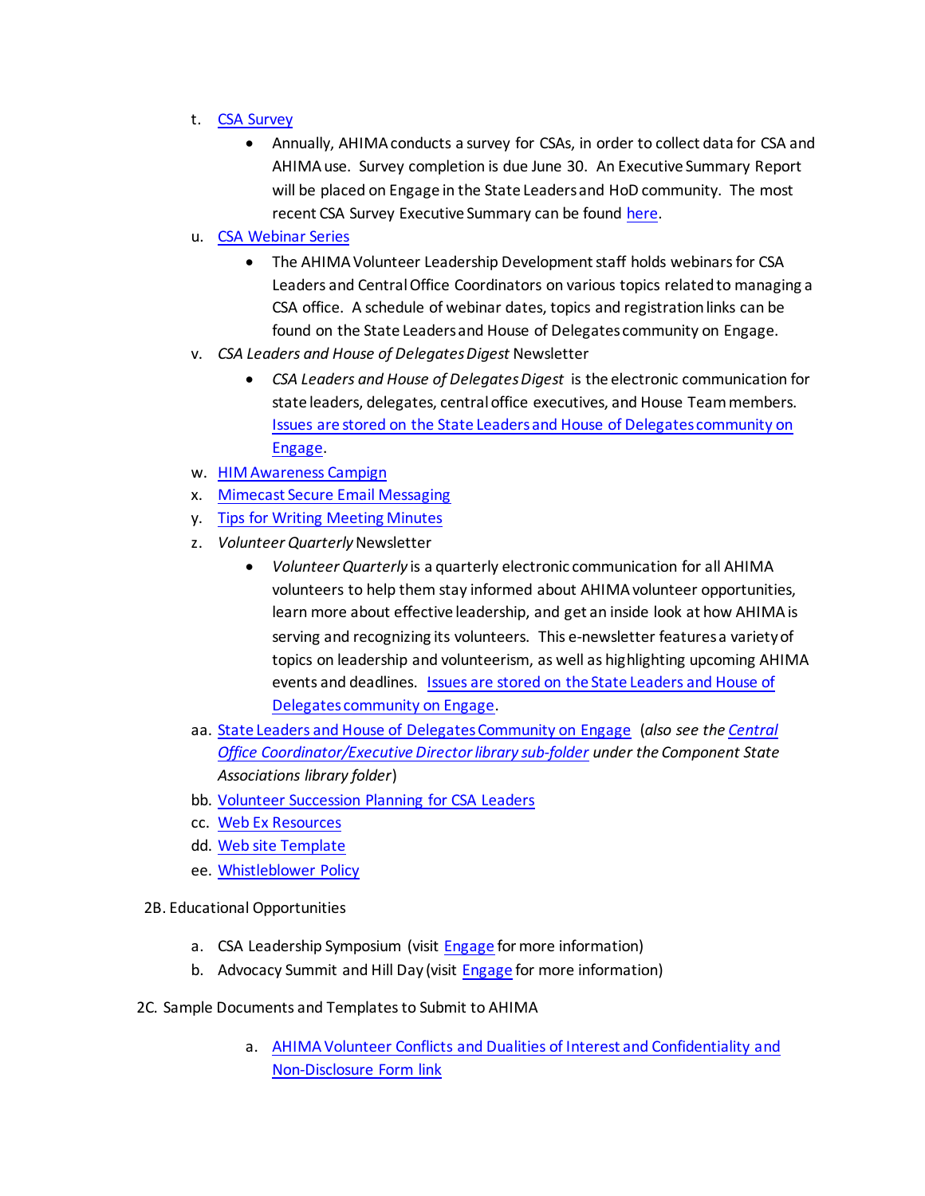t. CSA Survey
   - Annually, AHIMA conducts a survey for CSAs, in order to collect data for CSA and AHIMA use. Survey completion is due June 30. An Executive Summary Report will be placed on Engage in the State Leaders and HoD community. The most recent CSA Survey Executive Summary can be found here.

u. CSA Webinar Series
   - The AHIMA Volunteer Leadership Development staff holds webinars for CSA Leaders and Central Office Coordinators on various topics related to managing a CSA office. A schedule of webinar dates, topics and registration links can be found on the State Leaders and House of Delegates community on Engage.

v. *CSA Leaders and House of Delegates Digest* Newsletter
   - *CSA Leaders and House of Delegates Digest* is the electronic communication for state leaders, delegates, central office executives, and House Team members. Issues are stored on the State Leaders and House of Delegates community on Engage.

w. HIM Awareness Campign

x. Mimecast Secure Email Messaging

y. Tips for Writing Meeting Minutes

z. *Volunteer Quarterly* Newsletter
   - *Volunteer Quarterly* is a quarterly electronic communication for all AHIMA volunteers to help them stay informed about AHIMA volunteer opportunities, learn more about effective leadership, and get an inside look at how AHIMA is serving and recognizing its volunteers. This e-newsletter features a variety of topics on leadership and volunteerism, as well as highlighting upcoming AHIMA events and deadlines. Issues are stored on the State Leaders and House of Delegates community on Engage.

aa. State Leaders and House of Delegates Community on Engage (*also see the Central Office Coordinator/Executive Director library sub-folder under the Component State Associations library folder*)

bb. Volunteer Succession Planning for CSA Leaders

cc. Web Ex Resources

dd. Web site Template

ee. Whistleblower Policy

2B. Educational Opportunities

a. CSA Leadership Symposium (visit Engage for more information)

b. Advocacy Summit and Hill Day (visit Engage for more information)

2C. Sample Documents and Templates to Submit to AHIMA

a. AHIMA Volunteer Conflicts and Dualities of Interest and Confidentiality and Non-Disclosure Form link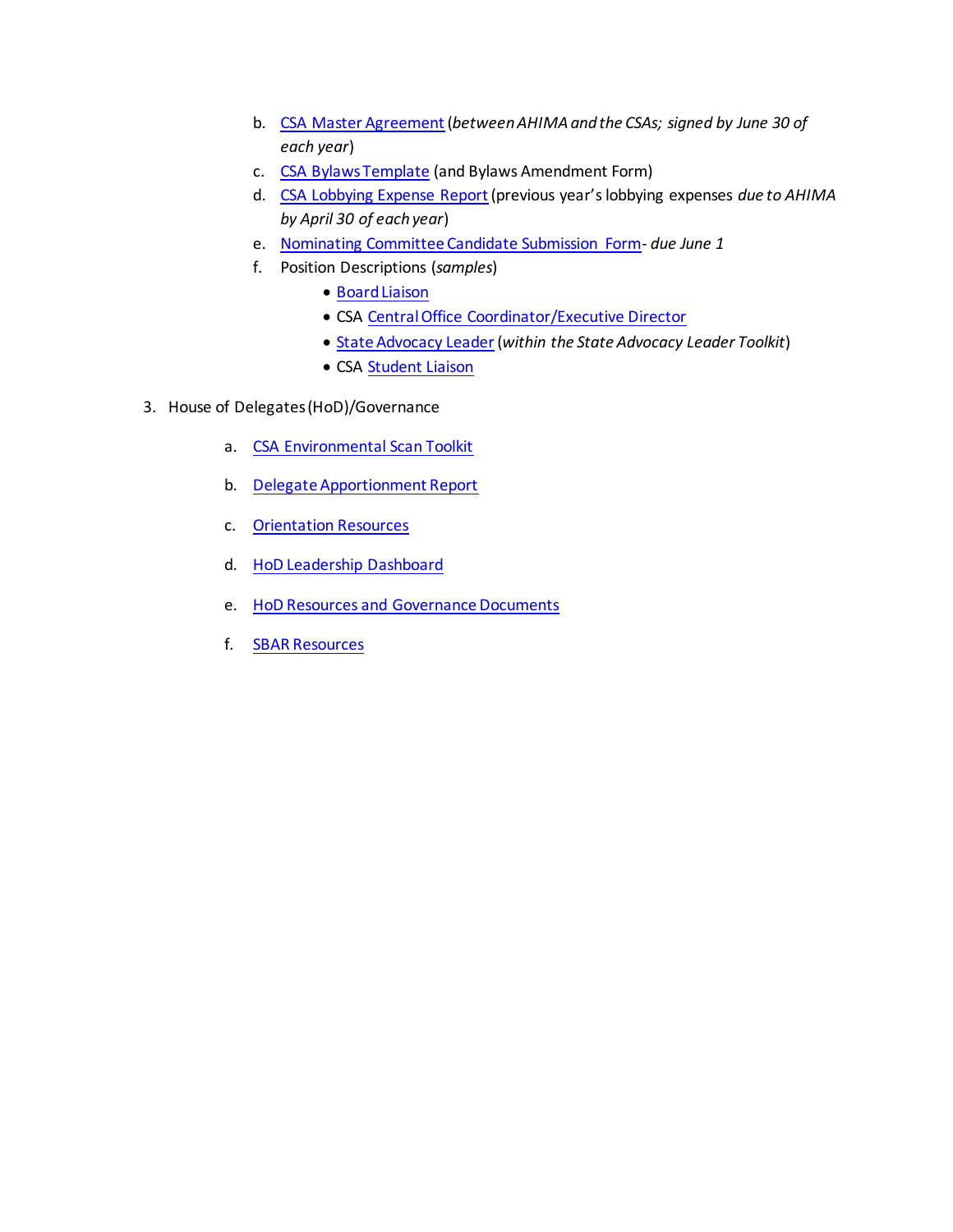b. CSA Master Agreement (*between AHIMA and the CSAs; signed by June 30 of each year*)
c. CSA Bylaws Template (and Bylaws Amendment Form)
d. CSA Lobbying Expense Report (previous year's lobbying expenses *due to AHIMA by April 30 of each year*)
e. Nominating Committee Candidate Submission Form- *due June 1*
f. Position Descriptions (*samples*)
    - Board Liaison
    - CSA Central Office Coordinator/Executive Director
    - State Advocacy Leader (*within the State Advocacy Leader Toolkit*)
    - CSA Student Liaison

3. House of Delegates (HoD)/Governance

    a. CSA Environmental Scan Toolkit

    b. Delegate Apportionment Report

    c. Orientation Resources

    d. HoD Leadership Dashboard

    e. HoD Resources and Governance Documents

    f. SBAR Resources